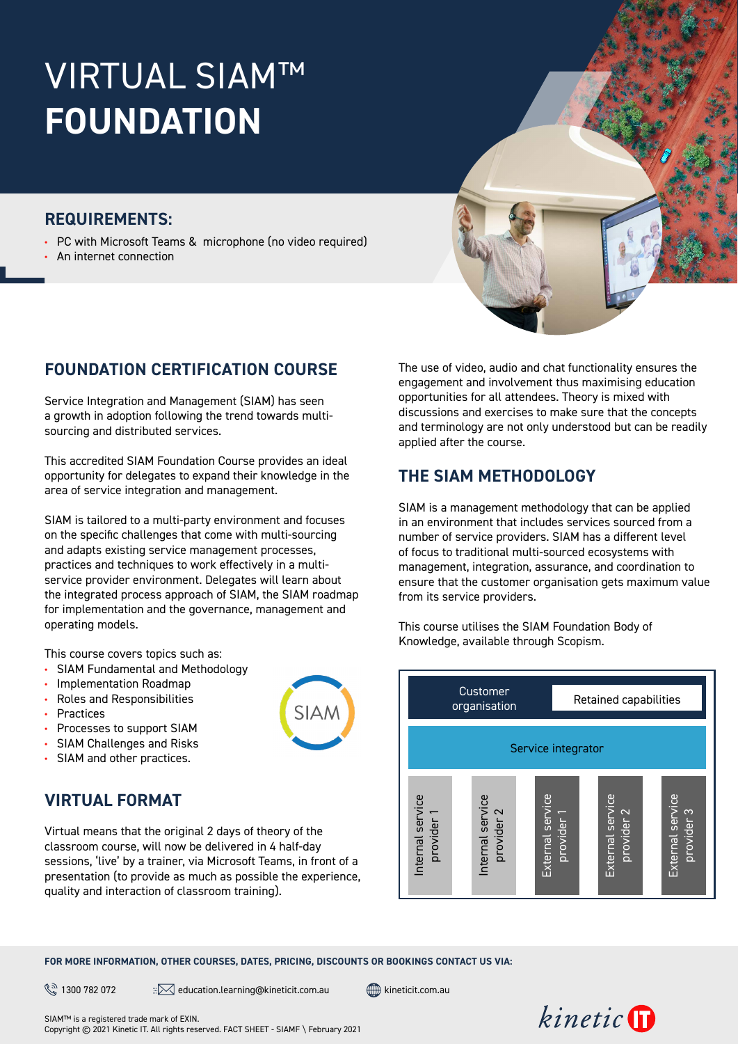# VIRTUAL SIAM™ **FOUNDATION**

## REQUIREMENTS:

- PC with Microsoft Teams & microphone (no video required)
- An internet connection

## FOUNDATION CERTIFICATION COURSE

Service Integration and Management (SIAM) has seen a growth in adoption following the trend towards multi-sourcing and distributed services.

This accredited SIAM Foundation Course provides an ideal opportunity for delegates to expand their knowledge in the area of service integration and management.

SIAM is tailored to a multi-party environment and focuses on the specific challenges that come with multi-sourcing and adapts existing service management processes, practices and techniques to work effectively in a multi-service provider environment. Delegates will learn about the integrated process approach of SIAM, the SIAM roadmap for implementation and the governance, management and operating models.

This course covers topics such as:

- SIAM Fundamental and Methodology
- Implementation Roadmap
- Roles and Responsibilities
- Practices
- Processes to support SIAM
- SIAM Challenges and Risks
- SIAM and other practices.

## VIRTUAL FORMAT

Virtual means that the original 2 days of theory of the classroom course, will now be delivered in 4 half-day sessions, 'live' by a trainer, via Microsoft Teams, in front of a presentation (to provide as much as possible the experience, quality and interaction of classroom training).

The use of video, audio and chat functionality ensures the engagement and involvement thus maximising education opportunities for all attendees. Theory is mixed with discussions and exercises to make sure that the concepts and terminology are not only understood but can be readily applied after the course.

## THE SIAM METHODOLOGY

SIAM is a management methodology that can be applied in an environment that includes services sourced from a number of service providers. SIAM has a different level of focus to traditional multi-sourced ecosystems with management, integration, assurance, and coordination to ensure that the customer organisation gets maximum value from its service providers.

This course utilises the SIAM Foundation Body of Knowledge, available through Scopism.

| Customer organisation | | Retained capabilities | | |
|---|---|---|---|---|
| Service integrator | | | | |
| Internal service provider 1 | Internal service provider 2 | External service provider 1 | External service provider 2 | External service provider 3 |

**FOR MORE INFORMATION, OTHER COURSES, DATES, PRICING, DISCOUNTS OR BOOKINGS CONTACT US VIA:**

1300 782 072 | education.learning@kineticit.com.au | kineticit.com.au

SIAM™ is a registered trade mark of EXIN.
Copyright © 2021 Kinetic IT. All rights reserved. FACT SHEET - SIAMF \ February 2021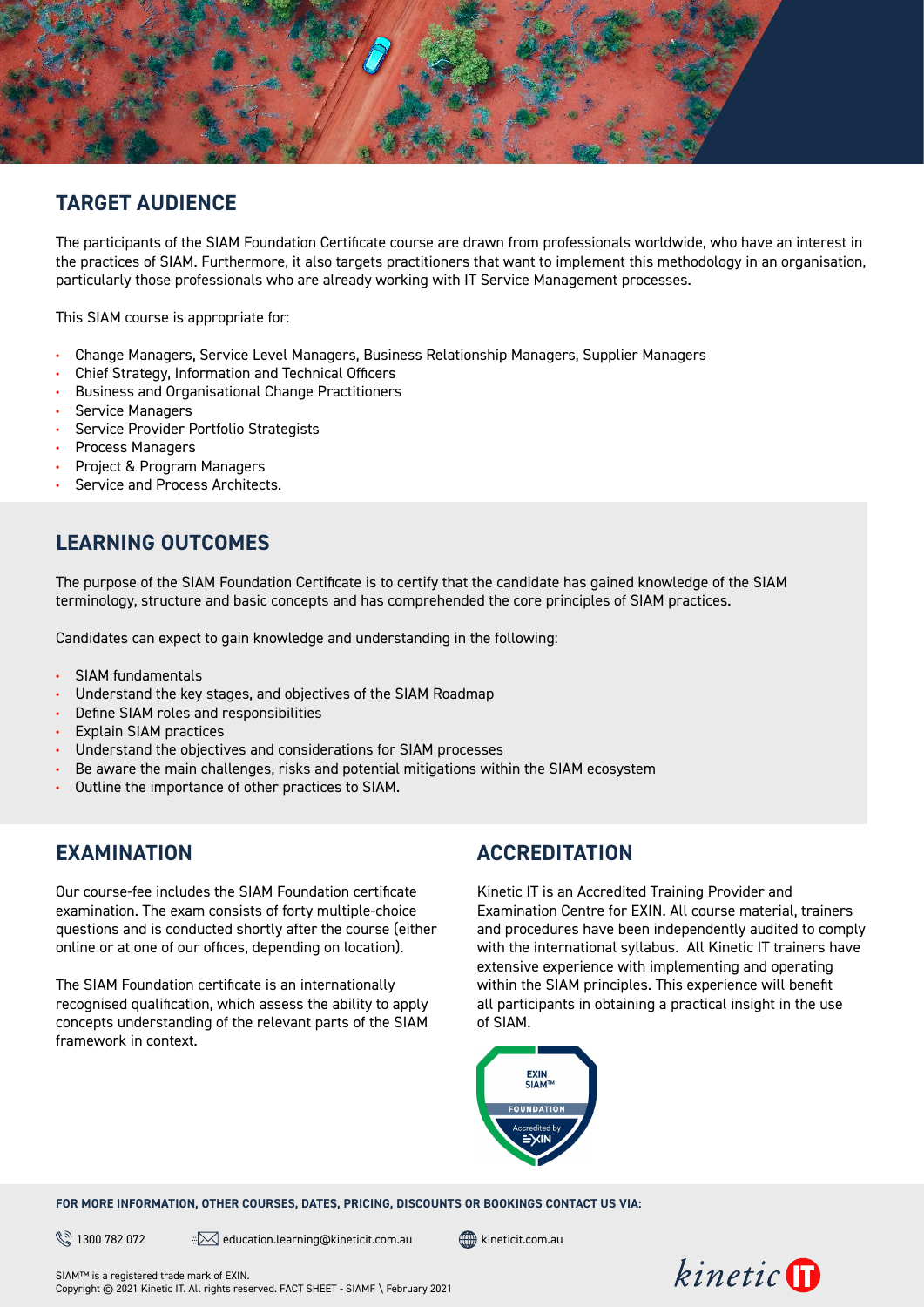## TARGET AUDIENCE

The participants of the SIAM Foundation Certificate course are drawn from professionals worldwide, who have an interest in the practices of SIAM. Furthermore, it also targets practitioners that want to implement this methodology in an organisation, particularly those professionals who are already working with IT Service Management processes.

This SIAM course is appropriate for:

- Change Managers, Service Level Managers, Business Relationship Managers, Supplier Managers
- Chief Strategy, Information and Technical Officers
- Business and Organisational Change Practitioners
- Service Managers
- Service Provider Portfolio Strategists
- Process Managers
- Project & Program Managers
- Service and Process Architects.

## LEARNING OUTCOMES

The purpose of the SIAM Foundation Certificate is to certify that the candidate has gained knowledge of the SIAM terminology, structure and basic concepts and has comprehended the core principles of SIAM practices.

Candidates can expect to gain knowledge and understanding in the following:

- SIAM fundamentals
- Understand the key stages, and objectives of the SIAM Roadmap
- Define SIAM roles and responsibilities
- Explain SIAM practices
- Understand the objectives and considerations for SIAM processes
- Be aware the main challenges, risks and potential mitigations within the SIAM ecosystem
- Outline the importance of other practices to SIAM.

## EXAMINATION

Our course-fee includes the SIAM Foundation certificate examination. The exam consists of forty multiple-choice questions and is conducted shortly after the course (either online or at one of our offices, depending on location).

The SIAM Foundation certificate is an internationally recognised qualification, which assess the ability to apply concepts understanding of the relevant parts of the SIAM framework in context.

## ACCREDITATION

Kinetic IT is an Accredited Training Provider and Examination Centre for EXIN. All course material, trainers and procedures have been independently audited to comply with the international syllabus. All Kinetic IT trainers have extensive experience with implementing and operating within the SIAM principles. This experience will benefit all participants in obtaining a practical insight in the use of SIAM.

EXIN SIAM™ FOUNDATION Accredited by EXIN

**FOR MORE INFORMATION, OTHER COURSES, DATES, PRICING, DISCOUNTS OR BOOKINGS CONTACT US VIA:**

1300 782 072 education.learning@kineticit.com.au kineticit.com.au

SIAM™ is a registered trade mark of EXIN.
Copyright © 2021 Kinetic IT. All rights reserved. FACT SHEET - SIAMF \ February 2021